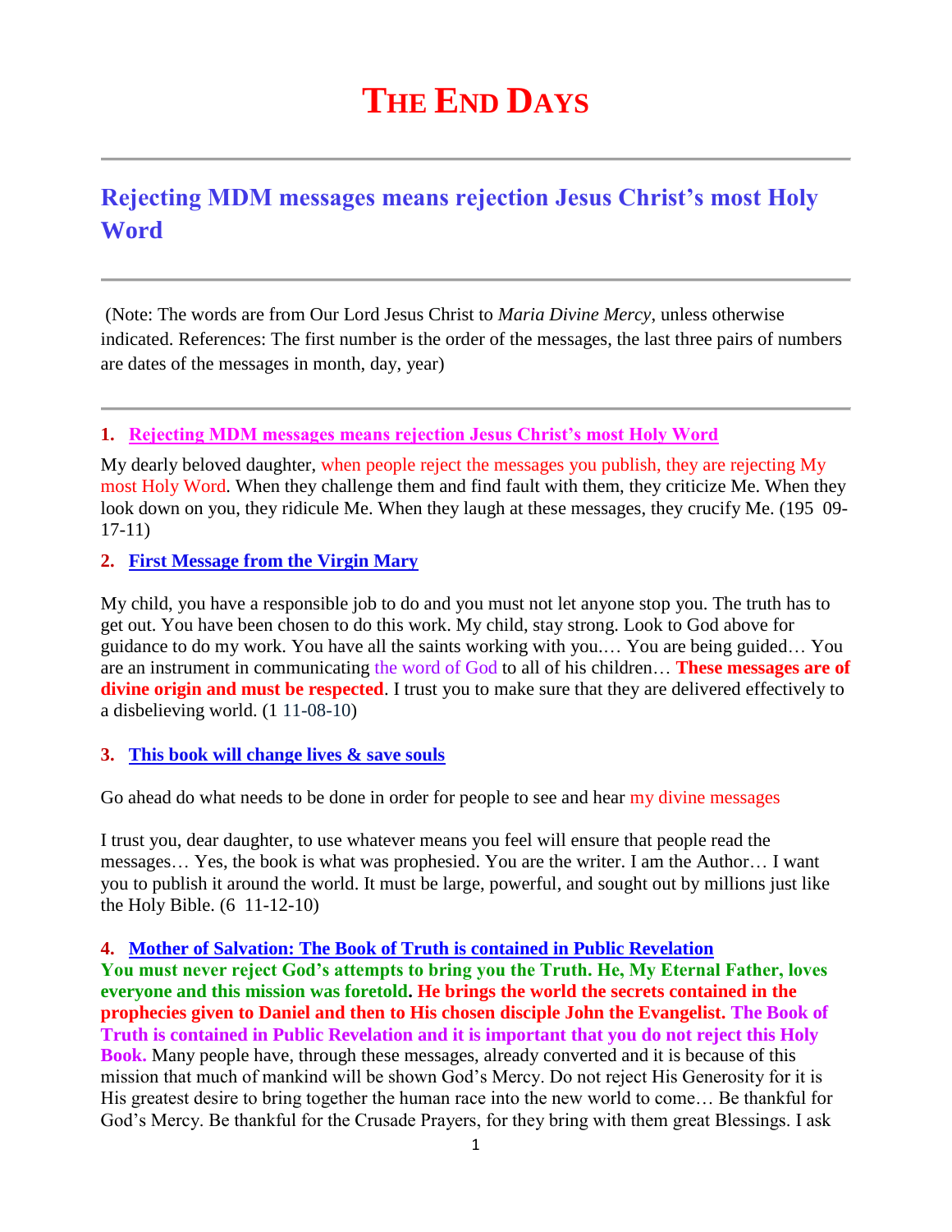# THE END DAYS

## Rejecting MDM messages means rejection Jesus Christ's most Holy Word

(Note: The words are from Our Lord Jesus Christ to *Maria Divine Mercy*, unless otherwise indicated. References: The first number is the order of the messages, the last three pairs of numbers are dates of the messages in month, day, year)

### 1. Rejecting MDM messages means rejection Jesus Christ's most Holy Word

My dearly beloved daughter, when people reject the messages you publish, they are rejecting My most Holy Word. When they challenge them and find fault with them, they criticize Me. When they look down on you, they ridicule Me. When they laugh at these messages, they crucify Me. (195 09-17-11)

### 2. First Message from the Virgin Mary

My child, you have a responsible job to do and you must not let anyone stop you. The truth has to get out. You have been chosen to do this work. My child, stay strong. Look to God above for guidance to do my work. You have all the saints working with you.… You are being guided… You are an instrument in communicating the word of God to all of his children… **These messages are of divine origin and must be respected**. I trust you to make sure that they are delivered effectively to a disbelieving world. (1 11-08-10)

### 3. This book will change lives & save souls

Go ahead do what needs to be done in order for people to see and hear my divine messages

I trust you, dear daughter, to use whatever means you feel will ensure that people read the messages… Yes, the book is what was prophesied. You are the writer. I am the Author… I want you to publish it around the world. It must be large, powerful, and sought out by millions just like the Holy Bible. (6 11-12-10)

### 4. Mother of Salvation: The Book of Truth is contained in Public Revelation

**You must never reject God's attempts to bring you the Truth. He, My Eternal Father, loves everyone and this mission was foretold. He brings the world the secrets contained in the prophecies given to Daniel and then to His chosen disciple John the Evangelist. The Book of Truth is contained in Public Revelation and it is important that you do not reject this Holy Book.** Many people have, through these messages, already converted and it is because of this mission that much of mankind will be shown God's Mercy. Do not reject His Generosity for it is His greatest desire to bring together the human race into the new world to come… Be thankful for God's Mercy. Be thankful for the Crusade Prayers, for they bring with them great Blessings. I ask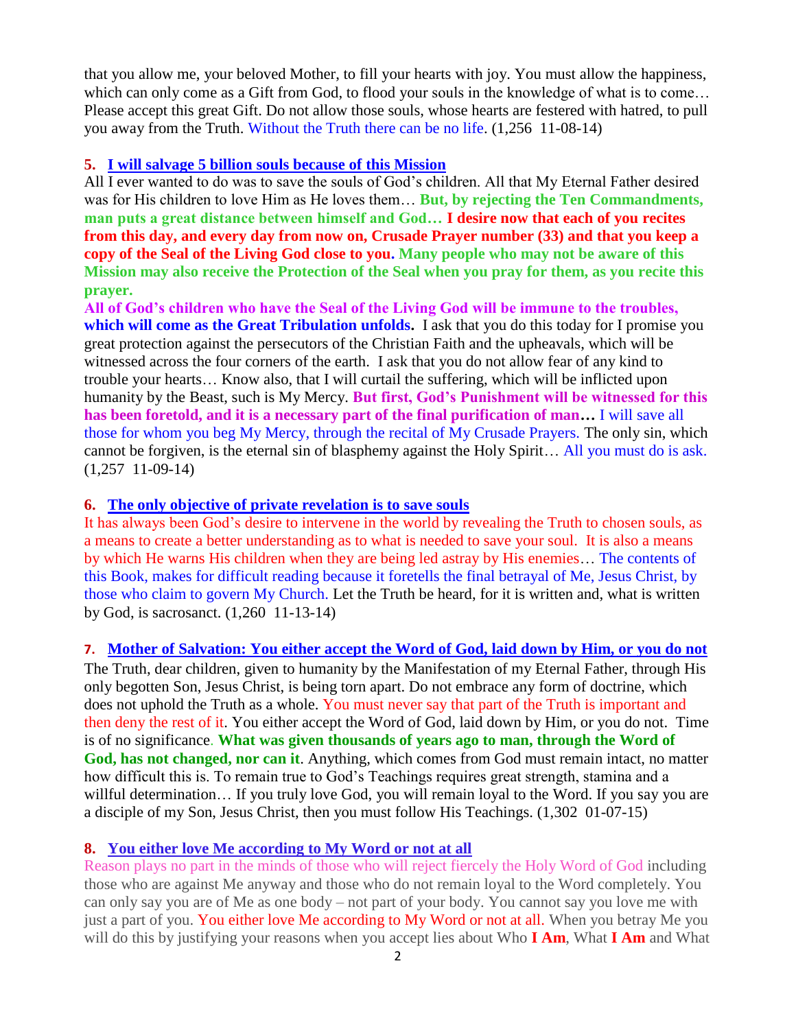that you allow me, your beloved Mother, to fill your hearts with joy. You must allow the happiness, which can only come as a Gift from God, to flood your souls in the knowledge of what is to come… Please accept this great Gift. Do not allow those souls, whose hearts are festered with hatred, to pull you away from the Truth. Without the Truth there can be no life. (1,256 11-08-14)

**5. I will salvage 5 billion souls because of this Mission**

All I ever wanted to do was to save the souls of God's children. All that My Eternal Father desired was for His children to love Him as He loves them… **But, by rejecting the Ten Commandments, man puts a great distance between himself and God… I desire now that each of you recites from this day, and every day from now on, Crusade Prayer number (33) and that you keep a copy of the Seal of the Living God close to you. Many people who may not be aware of this Mission may also receive the Protection of the Seal when you pray for them, as you recite this prayer.**

**All of God's children who have the Seal of the Living God will be immune to the troubles, which will come as the Great Tribulation unfolds.** I ask that you do this today for I promise you great protection against the persecutors of the Christian Faith and the upheavals, which will be witnessed across the four corners of the earth. I ask that you do not allow fear of any kind to trouble your hearts… Know also, that I will curtail the suffering, which will be inflicted upon humanity by the Beast, such is My Mercy. **But first, God's Punishment will be witnessed for this has been foretold, and it is a necessary part of the final purification of man…** I will save all those for whom you beg My Mercy, through the recital of My Crusade Prayers. The only sin, which cannot be forgiven, is the eternal sin of blasphemy against the Holy Spirit… All you must do is ask. (1,257 11-09-14)

**6. The only objective of private revelation is to save souls**

It has always been God's desire to intervene in the world by revealing the Truth to chosen souls, as a means to create a better understanding as to what is needed to save your soul. It is also a means by which He warns His children when they are being led astray by His enemies… The contents of this Book, makes for difficult reading because it foretells the final betrayal of Me, Jesus Christ, by those who claim to govern My Church. Let the Truth be heard, for it is written and, what is written by God, is sacrosanct. (1,260 11-13-14)

**7. Mother of Salvation: You either accept the Word of God, laid down by Him, or you do not**

The Truth, dear children, given to humanity by the Manifestation of my Eternal Father, through His only begotten Son, Jesus Christ, is being torn apart. Do not embrace any form of doctrine, which does not uphold the Truth as a whole. You must never say that part of the Truth is important and then deny the rest of it. You either accept the Word of God, laid down by Him, or you do not. Time is of no significance. **What was given thousands of years ago to man, through the Word of God, has not changed, nor can it**. Anything, which comes from God must remain intact, no matter how difficult this is. To remain true to God's Teachings requires great strength, stamina and a willful determination… If you truly love God, you will remain loyal to the Word. If you say you are a disciple of my Son, Jesus Christ, then you must follow His Teachings. (1,302 01-07-15)

**8. You either love Me according to My Word or not at all**

Reason plays no part in the minds of those who will reject fiercely the Holy Word of God including those who are against Me anyway and those who do not remain loyal to the Word completely. You can only say you are of Me as one body – not part of your body. You cannot say you love me with just a part of you. You either love Me according to My Word or not at all. When you betray Me you will do this by justifying your reasons when you accept lies about Who **I Am**, What **I Am** and What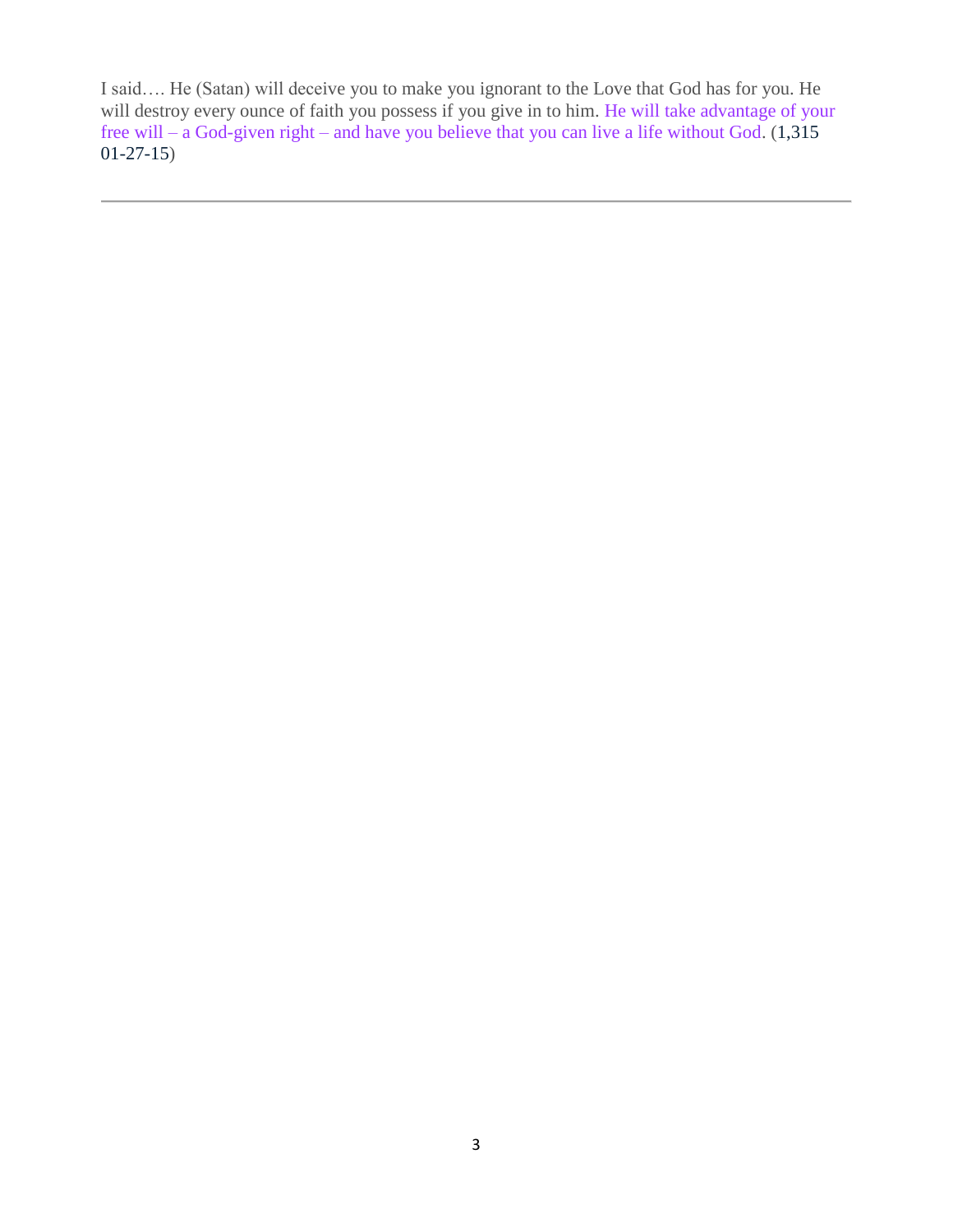I said…. He (Satan) will deceive you to make you ignorant to the Love that God has for you. He will destroy every ounce of faith you possess if you give in to him. He will take advantage of your free will – a God-given right – and have you believe that you can live a life without God. (1,315 01-27-15)

---